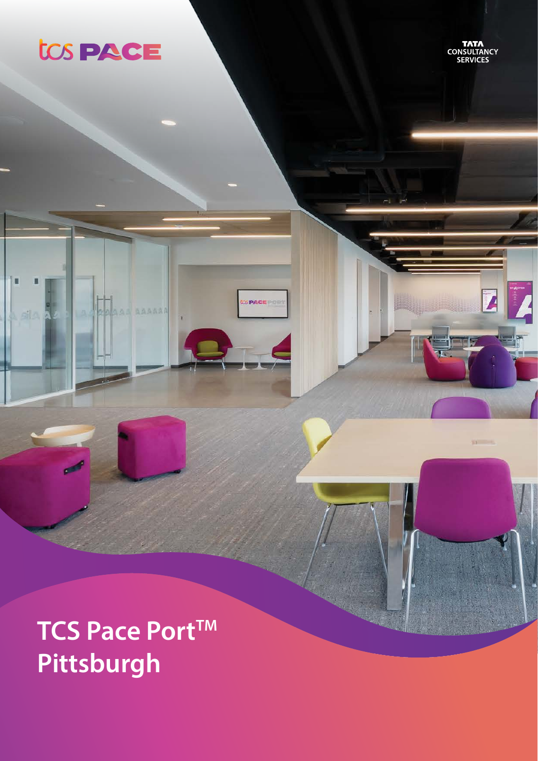TCS PACE

TATA CONSULTANCY SERVICES

# TCS Pace Port™ Pittsburgh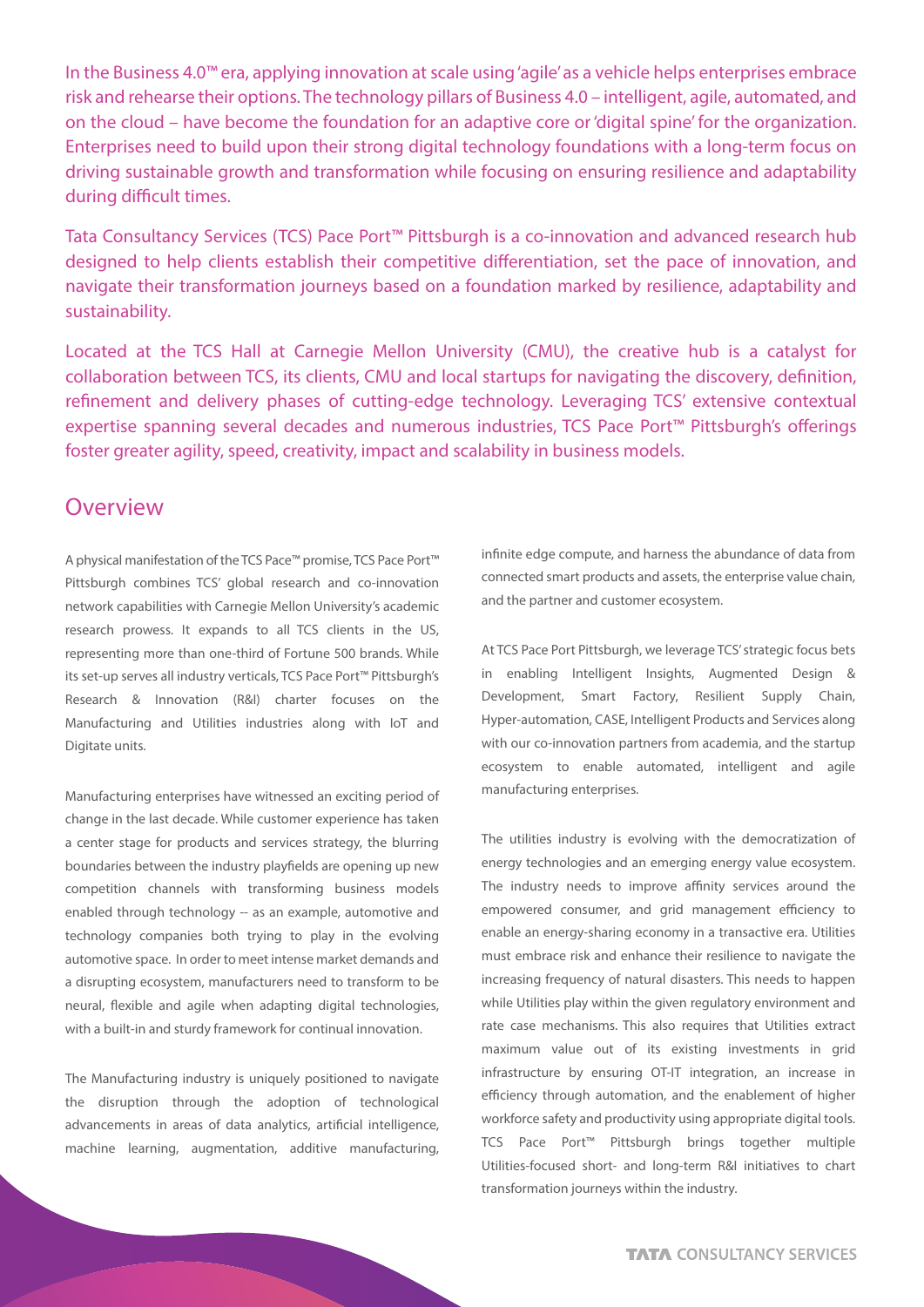In the Business 4.0™ era, applying innovation at scale using 'agile' as a vehicle helps enterprises embrace risk and rehearse their options. The technology pillars of Business 4.0 – intelligent, agile, automated, and on the cloud – have become the foundation for an adaptive core or 'digital spine' for the organization. Enterprises need to build upon their strong digital technology foundations with a long-term focus on driving sustainable growth and transformation while focusing on ensuring resilience and adaptability during difficult times.

Tata Consultancy Services (TCS) Pace Port™ Pittsburgh is a co-innovation and advanced research hub designed to help clients establish their competitive differentiation, set the pace of innovation, and navigate their transformation journeys based on a foundation marked by resilience, adaptability and sustainability.

Located at the TCS Hall at Carnegie Mellon University (CMU), the creative hub is a catalyst for collaboration between TCS, its clients, CMU and local startups for navigating the discovery, definition, refinement and delivery phases of cutting-edge technology. Leveraging TCS' extensive contextual expertise spanning several decades and numerous industries, TCS Pace Port™ Pittsburgh's offerings foster greater agility, speed, creativity, impact and scalability in business models.

## Overview

A physical manifestation of the TCS Pace™ promise, TCS Pace Port™ Pittsburgh combines TCS' global research and co-innovation network capabilities with Carnegie Mellon University's academic research prowess. It expands to all TCS clients in the US, representing more than one-third of Fortune 500 brands. While its set-up serves all industry verticals, TCS Pace Port™ Pittsburgh's Research & Innovation (R&I) charter focuses on the Manufacturing and Utilities industries along with IoT and Digitate units.

Manufacturing enterprises have witnessed an exciting period of change in the last decade. While customer experience has taken a center stage for products and services strategy, the blurring boundaries between the industry playfields are opening up new competition channels with transforming business models enabled through technology -- as an example, automotive and technology companies both trying to play in the evolving automotive space. In order to meet intense market demands and a disrupting ecosystem, manufacturers need to transform to be neural, flexible and agile when adapting digital technologies, with a built-in and sturdy framework for continual innovation.

The Manufacturing industry is uniquely positioned to navigate the disruption through the adoption of technological advancements in areas of data analytics, artificial intelligence, machine learning, augmentation, additive manufacturing, infinite edge compute, and harness the abundance of data from connected smart products and assets, the enterprise value chain, and the partner and customer ecosystem.

At TCS Pace Port Pittsburgh, we leverage TCS' strategic focus bets in enabling Intelligent Insights, Augmented Design & Development, Smart Factory, Resilient Supply Chain, Hyper-automation, CASE, Intelligent Products and Services along with our co-innovation partners from academia, and the startup ecosystem to enable automated, intelligent and agile manufacturing enterprises.

The utilities industry is evolving with the democratization of energy technologies and an emerging energy value ecosystem. The industry needs to improve affinity services around the empowered consumer, and grid management efficiency to enable an energy-sharing economy in a transactive era. Utilities must embrace risk and enhance their resilience to navigate the increasing frequency of natural disasters. This needs to happen while Utilities play within the given regulatory environment and rate case mechanisms. This also requires that Utilities extract maximum value out of its existing investments in grid infrastructure by ensuring OT-IT integration, an increase in efficiency through automation, and the enablement of higher workforce safety and productivity using appropriate digital tools. TCS Pace Port™ Pittsburgh brings together multiple Utilities-focused short- and long-term R&I initiatives to chart transformation journeys within the industry.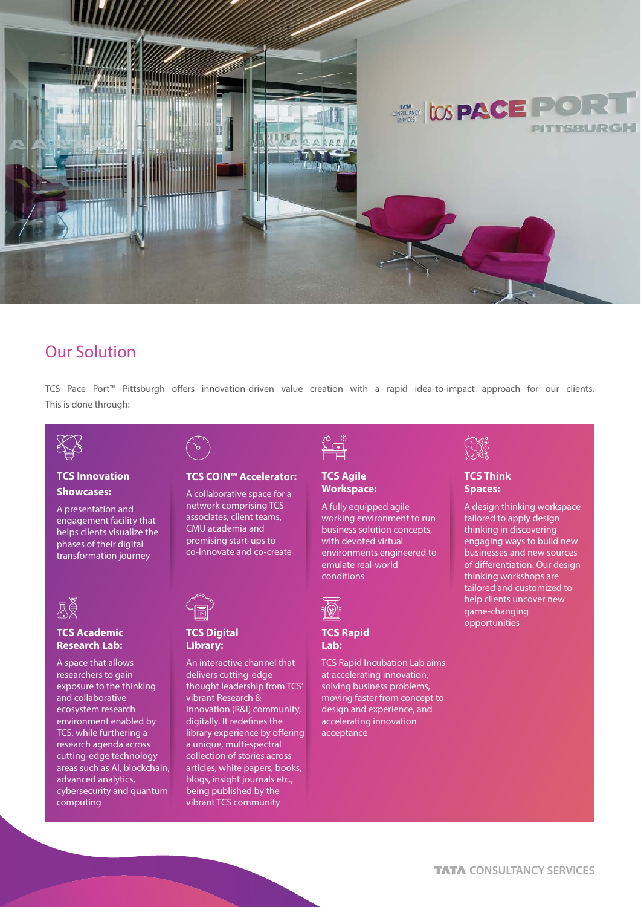## Our Solution

TCS Pace Port™ Pittsburgh offers innovation-driven value creation with a rapid idea-to-impact approach for our clients. This is done through:

**TCS Innovation Showcases:**

A presentation and engagement facility that helps clients visualize the phases of their digital transformation journey

**TCS COIN™ Accelerator:**

A collaborative space for a network comprising TCS associates, client teams, CMU academia and promising start-ups to co-innovate and co-create

**TCS Agile Workspace:**

A fully equipped agile working environment to run business solution concepts, with devoted virtual environments engineered to emulate real-world conditions

**TCS Think Spaces:**

A design thinking workspace tailored to apply design thinking in discovering engaging ways to build new businesses and new sources of differentiation. Our design thinking workshops are tailored and customized to help clients uncover new game-changing opportunities

**TCS Academic Research Lab:**

A space that allows researchers to gain exposure to the thinking and collaborative ecosystem research environment enabled by TCS, while furthering a research agenda across cutting-edge technology areas such as AI, blockchain, advanced analytics, cybersecurity and quantum computing

**TCS Digital Library:**

An interactive channel that delivers cutting-edge thought leadership from TCS' vibrant Research & Innovation (R&I) community, digitally. It redefines the library experience by offering a unique, multi-spectral collection of stories across articles, white papers, books, blogs, insight journals etc., being published by the vibrant TCS community

**TCS Rapid Lab:**

TCS Rapid Incubation Lab aims at accelerating innovation, solving business problems, moving faster from concept to design and experience, and accelerating innovation acceptance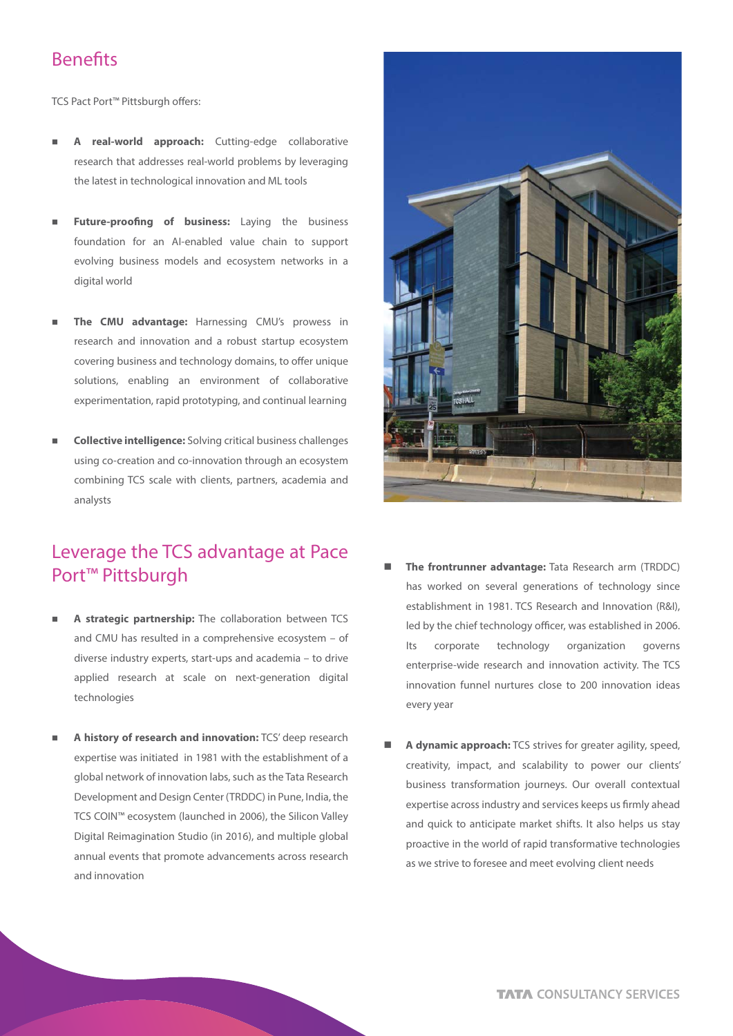## Benefits

TCS Pact Port™ Pittsburgh offers:

- **A real-world approach:** Cutting-edge collaborative research that addresses real-world problems by leveraging the latest in technological innovation and ML tools
- **Future-proofing of business:** Laying the business foundation for an AI-enabled value chain to support evolving business models and ecosystem networks in a digital world
- **The CMU advantage:** Harnessing CMU's prowess in research and innovation and a robust startup ecosystem covering business and technology domains, to offer unique solutions, enabling an environment of collaborative experimentation, rapid prototyping, and continual learning
- **Collective intelligence:** Solving critical business challenges using co-creation and co-innovation through an ecosystem combining TCS scale with clients, partners, academia and analysts

## Leverage the TCS advantage at Pace Port™ Pittsburgh

- **A strategic partnership:** The collaboration between TCS and CMU has resulted in a comprehensive ecosystem – of diverse industry experts, start-ups and academia – to drive applied research at scale on next-generation digital technologies
- **A history of research and innovation:** TCS' deep research expertise was initiated in 1981 with the establishment of a global network of innovation labs, such as the Tata Research Development and Design Center (TRDDC) in Pune, India, the TCS COIN™ ecosystem (launched in 2006), the Silicon Valley Digital Reimagination Studio (in 2016), and multiple global annual events that promote advancements across research and innovation
- **The frontrunner advantage:** Tata Research arm (TRDDC) has worked on several generations of technology since establishment in 1981. TCS Research and Innovation (R&I), led by the chief technology officer, was established in 2006. Its corporate technology organization governs enterprise-wide research and innovation activity. The TCS innovation funnel nurtures close to 200 innovation ideas every year
- **A dynamic approach:** TCS strives for greater agility, speed, creativity, impact, and scalability to power our clients' business transformation journeys. Our overall contextual expertise across industry and services keeps us firmly ahead and quick to anticipate market shifts. It also helps us stay proactive in the world of rapid transformative technologies as we strive to foresee and meet evolving client needs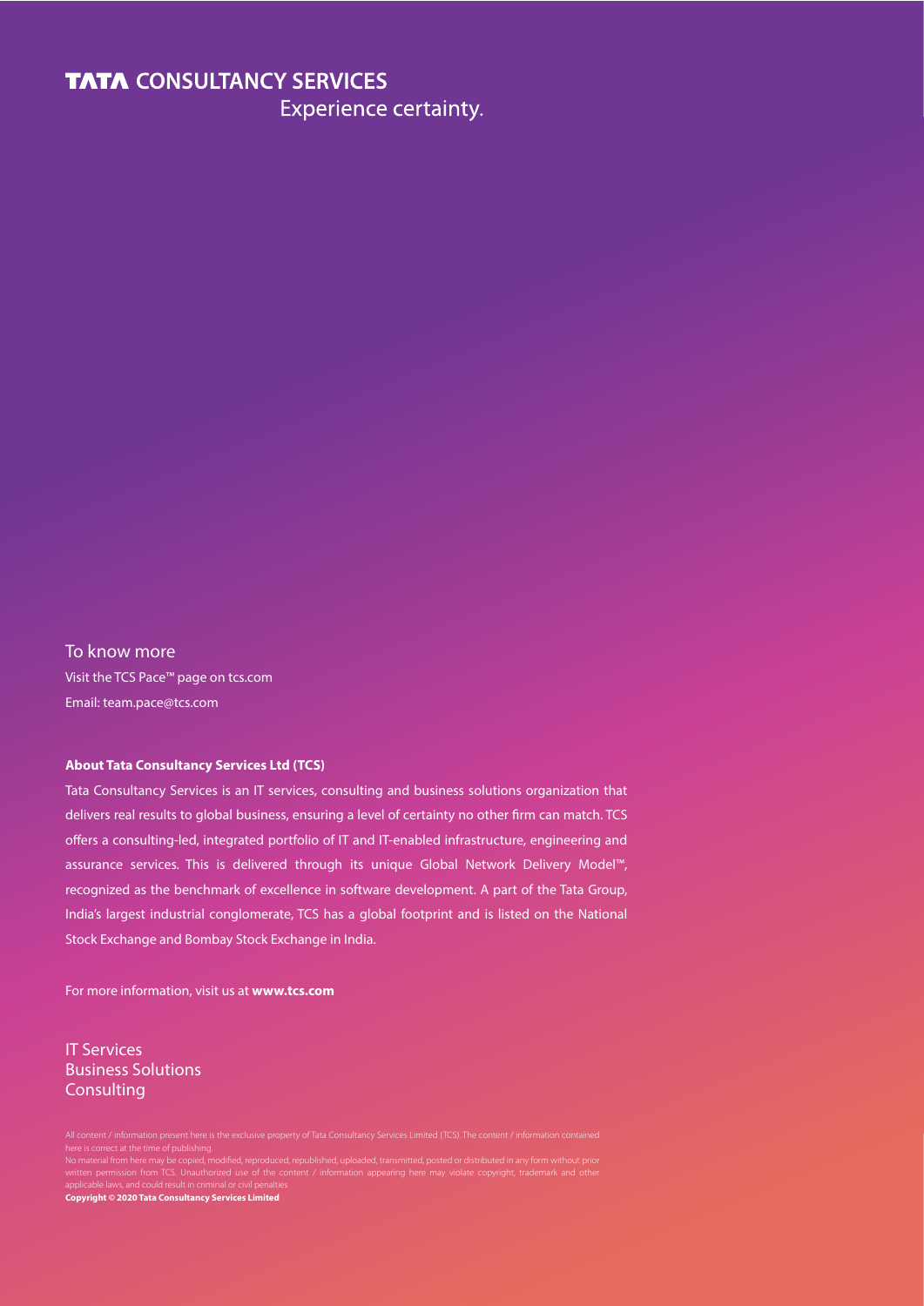**TATA CONSULTANCY SERVICES**
Experience certainty.

## To know more

Visit the TCS Pace™ page on tcs.com
Email: team.pace@tcs.com

**About Tata Consultancy Services Ltd (TCS)**

Tata Consultancy Services is an IT services, consulting and business solutions organization that delivers real results to global business, ensuring a level of certainty no other firm can match. TCS offers a consulting-led, integrated portfolio of IT and IT-enabled infrastructure, engineering and assurance services. This is delivered through its unique Global Network Delivery Model™, recognized as the benchmark of excellence in software development. A part of the Tata Group, India's largest industrial conglomerate, TCS has a global footprint and is listed on the National Stock Exchange and Bombay Stock Exchange in India.

For more information, visit us at **www.tcs.com**

IT Services
Business Solutions
Consulting

All content / information present here is the exclusive property of Tata Consultancy Services Limited (TCS). The content / information contained here is correct at the time of publishing.
No material from here may be copied, modified, reproduced, republished, uploaded, transmitted, posted or distributed in any form without prior written permission from TCS. Unauthorized use of the content / information appearing here may violate copyright, trademark and other applicable laws, and could result in criminal or civil penalties
**Copyright © 2020 Tata Consultancy Services Limited**